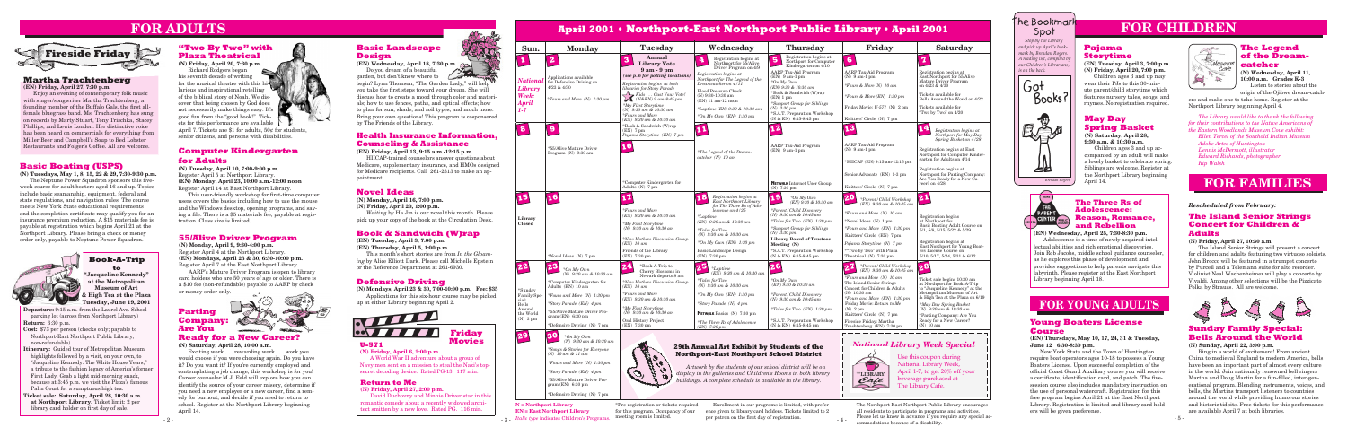# FOR ADULTS

## Fireside Friday

### Martha Trachtenberg

**(EN) Friday, April 27, 7:30 p.m.**

Enjoy an evening of contemporary folk music with singer/songwriter Martha Trachtenberg, a founding member of the Buffalo Gals, the first all-female bluegrass band. Ms. Trachtenberg has sung on records by Marty Stuart, Tony Trischka, Stacey Phillips, and Lewis London. Her distinctive voice has been heard on commercials for everything from Miller Beer and Campbell's Soup to Red Lobster Restaurants and Folger's Coffee. All are welcome.

### Basic Boating (USPS)

**(N) Tuesdays, May 1, 8, 15, 22 & 29, 7:30-9:30 p.m.**

The Neptune Power Squadron sponsors this five-week course for adult boaters aged 16 and up. Topics include basic seamanship, equipment, federal and state regulations, and navigation rules. The course meets New York State educational requirements and the completion certificate may qualify you for an insurance premium reduction. A $15 materials fee is payable at registration with begins April 21 at the Northport Library. Please bring a check or money order only, payable to Neptune Power Squadron.

### Book-A-Trip to "Jacqueline Kennedy" at the Metropolitan Museum of Art & High Tea at the Plaza

**Tuesday, June 19, 2001**

**Departure:** 9:15 a.m. from the Laurel Ave. School parking lot (across from Northport Library)

**Return:** 6:30 p.m.

**Cost:** $73 per person (checks only; payable to Northport-East Northport Public Library; non-refundable)

**Itinerary:** Guided tour of Metropolitan Museum highlights followed by a visit, on your own, to "Jacqueline Kennedy: The White House Years," a tribute to the fashion legacy of America's former First Lady. Grab a light mid-morning snack, because at 3:45 p.m. we visit the Plaza's famous Palm Court for a sumptuous high tea.

**Ticket sale: Saturday, April 28, 10:30 a.m. at Northport Library.** Ticket limit: 2 per library card holder on first day of sale.

## "Two By Two" with Plaza Theatrical

**(N) Friday, April 20, 7:30 p.m.**

Richard Rodgers began his seventh decade of writing for the musical theatre with this hilarious and inspirational retelling of the biblical story of Noah. We discover that being chosen by God does not necessarily make things easy. It's good fun from the "good book!" Tickets for this performance are available April 7. Tickets are $1 for adults, 50¢ for students, senior citizens, and persons with disabilities.

### Computer Kindergarten for Adults

**(N) Tuesday, April 10, 7:00-9:00 p.m.**
Register April 3 at Northport Library.
**(EN) Monday, April 23, 10:00 a.m.-12:00 noon**
Register April 14 at East Northport Library.

This user-friendly workshop for first-time computer users covers the basics including how to use the mouse and the Windows desktop, opening programs, and saving a file. There is a $5 materials fee, payable at registration. Class size is limited.

### 55/Alive Driver Program

**(N) Monday, April 9, 9:30-4:00 p.m.**
Register April 4 at the Northport Library.
**(EN) Mondays, April 23 & 30, 6:30-10:00 p.m.**
Register April 7 at the East Northport Library.

AARP's Mature Driver Program is open to library card holders who are 50 years of age or older. There is a $10 fee (non-refundable) payable to AARP by check or money order only.

### Parting Company: Are You Ready for a New Career?

**(N) Saturday, April 28, 10:00 a.m.**

Exciting work ... rewarding work ... work you would choose if you were choosing again. Do you have it? Do you want it? If you're currently employed and contemplating a job change, this workshop is for you! Career counselor M.J. Feld will explore how you can identify the source of your career misery, determine if you need a new employer or a new career, find a remedy for burnout, and decide if you need to return to school. Register at the Northport Library beginning April 14.

## Basic Landscape Design

**(EN) Wednesday, April 18, 7:30 p.m.**

Do you dream of a beautiful garden, but don't know where to begin? Lynn Thomson, "The Garden Lady," will help you take the first steps toward your dream. She will discuss how to create a mood through color and materials; how to use fences, paths, and optical effects; how to plan for sun, shade, and soil types, and much more. Bring your own questions! This program is cosponsored by The Friends of the Library.

### Health Insurance Information, Counseling & Assistance

**(EN) Friday, April 13, 9:15 a.m.-12:15 p.m.**

HIICAP-trained counselors answer questions about Medicare, supplementary insurances, and HMOs designed for Medicare recipients. Call 261-2313 to make an appointment.

### Novel Ideas

**(N) Monday, April 16, 7:00 p.m.**
**(N) Friday, April 20, 1:00 p.m.**

*Waiting* by Ha Jin is our novel this month. Please pick up your copy of the book at the Circulation Desk.

### Book & Sandwich (W)rap

**(EN) Tuesday, April 3, 7:00 p.m.**
**(EN) Thursday, April 5, 1:00 p.m.**

This month's short stories are from *In the Gloaming* by Alice Elliott Dark. Please call Michelle Epstein or the Reference Department at 261-6930.

### Defensive Driving

**(N) Mondays, April 23 & 30, 7:00-10:00 p.m. Fee: $35**

Applications for this six-hour course may be picked up at either library beginning April 2.

### Friday Movies

**U-571**
**(N) Friday, April 6, 2:00 p.m.**

A World War II adventure about a group of Navy men sent on a mission to steal the Nazi's top-secret decoding device. Rated PG-13. 117 min.

**Return to Me**
**(N) Friday, April 27, 2:00 p.m.**

David Duchovny and Minnie Driver star in this romantic comedy about a recently widowed architect smitten by a new love. Rated PG. 116 min.

# April 2001 • Northport-East Northport Public Library • April 2001

| Sun. | Monday | Tuesday | Wednesday | Thursday | Friday | Saturday |
|---|---|---|---|---|---|---|
| **1** *National Library Week: April 1-7* | **2** Applications available for Defensive Driving on 4/23 & 4/30. *Fours and More (N) 1:30 pm* | **3** **Annual Library Vote 9 am - 9 pm (see p. 6 for polling locations)** Registration begins at both libraries for Story Parade. *Kids ... Get Your Vote! (N&EN) 9 am-8:45 pm* *My First Storytime (N) 9:30 am & 10:30 am* *Fours and More (EN) 9:30 am & 10:30 am* *Book & Sandwich (W)rap (EN) 7 pm* *Pajama Storytime (EN) 7 pm* | **4** Registration begins at Northport for 55/Alive Driver Program on 4/9. Registration begins at Northport for The Legend of the Dreamcatcher on 4/11. Blood Pressure Check (N) 9:30-10:30 am. ESL (N) 11 am-12 noon. *Laptime (EN) 9:30 & 10:30 am* *On My Own (EN) 1:30 pm* | **5** Registration begins at Northport for Computer Kindergarten on 4/10. AARP Tax-Aid Program (EN) 9 am-1 pm. *On My Own (EN) 9:30 & 10:30 am* *Book & Sandwich (W)rap (EN) 1 pm* *Support Group for Siblings (N) 3:30 pm* *S.A.T. Preparation Workshop (N & EN) 6:15-8:45 pm* | **6** AARP Tax-Aid Program (N) 9 am-1 pm. *Fours & More (EN) 1:30 pm* Friday Movie: U-571 (N) 2 pm. Knitters' Circle (N) 7 pm | **7** Registration begins at East Northport for 55/Alive Mature Driver Program on 4/23 & 4/30. Tickets available for Bells Around the World on 4/22. Tickets available for "Two by Two" on 4/20 |
| **8** | **9** *55/Alive Driver Program (N) 9:30 am* | **10** *Computer Kindergarten for Adults (N) 7 pm* | **11** *The Legend of the Dreamcatcher (N) 10 am* | **12** AARP Tax-Aid Program (EN) 9 am-1 pm | **13** AARP Tax-Aid Program (N) 9 am-1 pm. *HIICAP (EN) 9:15 am-12:15 pm* Senior Advocate (EN) 1-3 pm. Knitters' Circle (N) 7 pm | **14** Registration begins at Northport for May Day Spring Basket on 4/28. Registration begins at East Northport for Computer Kindergarten for Adults on 4/14. Registration begins at Northport for Parting Company: Are You Ready for a New Career? on 4/28 |
| **15** **Library Closed** | **16** *Novel Ideas (N) 7 pm* | **17** *Fours and More (EN) 9:30 am & 10:30 am* *My First Storytime (N) 9:30 am & 10:30 am* *New Mothers Discussion Group (EN) 10 am* Friends of the Library (EN) 7:30 pm | **18** Registration begins at East Northport Library for The Three Rs of Adolescence on 4/25. *Laptime (EN) 9:30 am & 10:30 am* *Tales for Two (N) 9:30 am & 10:30 am* *On My Own (EN) 1:30 pm* Basic Landscape Design (EN) 7:30 pm | **19** *On My Own (EN) 9:30 & 10:30 am* *Parent/Child Discovery (N) 9:30 am & 10:45 am* *Tales for Two (EN) 1:30 pm* *Support Group for Siblings (N) 3:30 pm* **Library Board of Trustees Meeting (N)** *S.A.T. Preparation Workshop (N & EN) 6:15-8:45 pm* | **20** *Parent/Child Workshop (EN) 9:30 am & 10:45 am* *Fours and More (N) 10 am* *Novel Ideas (N) 1 pm* *Fours and More (N) 1:30 pm* Knitters' Circle (N) 7 pm. *Pajama Storytime (N) 7 pm* "Two by Two" with Plaza Theatrical (N) 7:30 pm | **21** Registration begins at Northport for: Basic Boating Adult Course on 5/1, 5/8, 5/15, 5/22 & 5/29. Registration begins at East Northport for Young Boaters License Course on 5/10, 5/17, 5/24, 5/31 & 6/12 |
| **22** *Sunday Family Special: Bells Around the World (N) 3 pm* | **23** *On My Own (N) 9:30 am & 10:30 am* *Computer Kindergarten for Adults (EN) 10 am* *Fours and More (N) 1:30 pm* *Story Parade (EN) 4 pm* *55/Alive Mature Driver Program (EN) 6:30 pm* *Defensive Driving (N) 7 pm* | **24** *Book-A-Trip to Cherry Blossoms in Brooklyn departs 9 am* *New Mothers Discussion Group (EN) 10 am* *Fours and More (EN) 9:30 am & 10:30 am* *My First Storytime (N) 9:30 am & 10:30 am* Oral History Project (EN) 7:30 pm | **25** *Laptime (EN) 9:30 am & 10:30 am* *Tales for Two (N) 9:30 am & 10:30 am* *On My Own (EN) 1:30 pm* *Story Parade (N) 4 pm* **Network** Basics (N) 7:30 pm. *The Three Rs of Adolescence (EN) 7:30 pm* | **26** *On My Own (EN) 9:30 am & 10:30 am* *Parent/Child Discovery (N) 9:30 am & 10:45 am* *Tales for Two (EN) 1:30 pm* *S.A.T. Preparation Workshop (N & EN) 6:15-8:45 pm* | **27** *Parent/Child Workshop (EN) 9:30 am & 10:45 am* *Fours and More (N) 10 am* The Island Senior Strings Concert for Children & Adults (N) 10:30 am. Friday Movie: Return to Me (N) 2 pm. Knitters' Circle (N) 7 pm. Fireside Friday: Martha Trachtenberg (EN) 7:30 pm | **28** Ticket sale begins 10:30 am at Northport for Book-A-Trip to "Jacqueline Kennedy" at the Metropolitan Museum of Art & High Tea at the Plaza on 6/19. *May Day Spring Basket (N) 9:30 am & 10:30 am* *Parting Company: Are You Ready for a New Career? (N) 10 am* |
| **29** | **30** *On My Own (N) 9:30 am & 10:30 am* *Songs & Stories for Everyone (N) 10 am & 11 am* *Fours and More (N) 1:30 pm* *Story Parade (N) 4 pm* *55/Alive Mature Driver Program (EN) 6:30 pm* *Defensive Driving (N) 7 pm* | | | | | |

### 29th Annual Art Exhibit by Students of the Northport-East Northport School District

*Artwork by the students of our school district will be on display in the gallery and Children's Rooms in both library buildings. A complete schedule is available in the library.*

### National Library Week Special

Use this coupon during National Library Week, April 1-7, to get 20% off your beverage purchased at The Library Café.

**N = Northport Library**
**EN = East Northport Library**
*Italic type* indicates Children's Programs.

*Pre-registration or tickets required for this program. Occupancy of our meeting room is limited.

Enrollment in our programs is limited, with preference given to library card holders. Tickets limited to 2 per patron on the first day of registration.

The Northport-East Northport Public Library encourages all residents to participate in programs and activities. Please let us know in advance if you require any special accommodations because of a disability.

# FOR CHILDREN

## The Bookmark Spot

Stop by the library and pick up April's bookmark by Brendan Rogers. A reading list, compiled by our Children's Librarians, is on the back.

Got Books?

Brendan Rogers

### Pajama Storytime

**(EN) Tuesday, April 3, 7:00 p.m.**
**(N) Friday, April 20, 7:00 p.m.**

Children ages 3 and up may wear their PJs to this 30-minute parent/child storytime which features nursery tales, songs, and rhymes. No registration required.

### May Day Spring Basket

**(N) Saturday, April 28, 9:30 a.m. & 10:30 a.m.**

Children ages 3 and up accompanied by an adult will make a lovely basket to celebrate spring. Siblings are welcome. Register at the Northport Library beginning April 14.

### The Legend of the Dreamcatcher

**(N) Wednesday, April 11, 10:00 a.m. Grades K-3**

Listen to stories about the origin of the Ojibwe dream-catchers and make one to take home. Register at the Northport Library beginning April 4.

*The Library would like to thank the following for their contributions to the Native Americans of the Eastern Woodlands Museum Case exhibit: Ellen Ferrel of the Southold Indian Museum, Adobe Arts of Huntington, Dennis McDermott, illustrator, Edward Richards, photographer, Rip Walsh*

# FOR FAMILIES

*Rescheduled from February:*

### The Island Senior Strings Concert for Children & Adults

**(N) Friday, April 27, 10:30 a.m.**

The Island Senior Strings will present a concert for children and adults featuring two virtuoso soloists. John Bruno will be featured in a trumpet concerto by Purcell and a Telemann suite for alto recorder. Violinist Neal Wachenheimer will play a concerto by Vivaldi. Among other selections will be the Pizzicato Polka by Strauss. All are welcome.

### The Three Rs of Adolescence: Reason, Romance, and Rebellion

THE PARENT CENTER

**(EN) Wednesday, April 25, 7:30-9:30 p.m.**

Adolescence is a time of newly acquired intellectual abilities and rich emotional discoveries. Join Rob Jacobs, middle school guidance counselor, as he explores this phase of development and provides suggestions to help parents navigate this labyrinth. Please register at the East Northport Library beginning April 18.

# FOR YOUNG ADULTS

### Young Boaters License Course

**(EN) Thursdays, May 10, 17, 24, 31 & Tuesday, June 12 6:30-8:30 p.m.**

New York State and the Town of Huntington require boat operators ages 10-18 to possess a Young Boaters License. Upon successful completion of the official Coast Guard Auxiliary course you will receive a certificate, identification card, and patch. The five-session course also includes mandatory instruction on the use of personal watercraft. Registration for this free program begins April 21 at the East Northport Library. Registration is limited and library card holders will be given preference.

### Sunday Family Special: Bells Around the World

**(N) Sunday, April 22, 3:00 p.m.**

Ring in a world of excitement! From ancient China to medieval England to modern America, bells have been an important part of almost every culture in the world. Join nationally renowned bell ringers Martha and Doug Martin for a fun-filled, inter-generational program. Blending instruments, voices, and bells, the Martins transport listeners to countries around the world while providing humorous stories and historic tidbits. Free tickets for this performance are available April 7 at both libraries.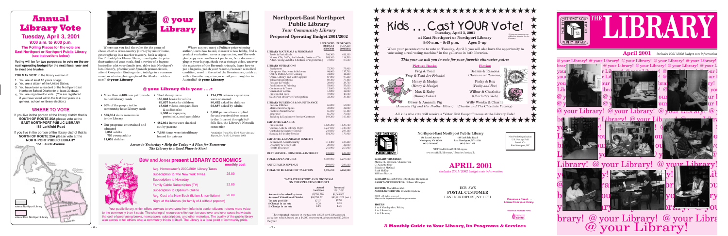# Annual Library Vote

## Tuesday, April 3, 2001

**9:00 a.m. to 9:00 p.m.**

**The Polling Places for the vote are East Northport or Northport Public Library (see instructions below)**

**Voting will be for two purposes: to vote on the annual operating budget for the next fiscal year and to elect one trustee.**

**YOU MAY VOTE** in the library election if:

1. You are at least 18 years of age;
2. You are a citizen of the United States;
3. You have been a resident of the Northport-East Northport School District for at least 30 days;
4. You are registered to vote. (You are registered if you have voted within the last four years in a general, school, or library election.)

### WHERE TO VOTE

If you live in the portion of the library district that is **SOUTH OF ROUTE 25A** please vote at the **EAST NORTHPORT PUBLIC LIBRARY 185 Larkfield Road**

If you live in the portion of the library district that is **NORTH OF ROUTE 25A** please vote at the **NORTHPORT PUBLIC LIBRARY 151 Laurel Avenue**

vote at Northport Library

vote at East Northport Library

# @ your Library

Where can you find the rules for the game of chess, chart a cross-country journey by motor home, get caught up in a murder mystery, bask a trip to the Philadelphia Flower Show, investigate the price fluctuations of your stock, find a review of a bygone bestseller, plot your family tree, delve into Northport's local history, practice your Spanish pronunciation, attend Computer Kindergarten, indulge in a romance novel, or admire photographs of the Alaskan wilderness? **@ your Library**

Where can you meet a Pulitzer prize-winning author, learn how to sail, discover a new hobby, find a product evaluation, savor a cappuccino, surf the web, photocopy new needlework patterns, fax a document, plug in your laptop, check out a vintage video, uncover the mysteries of the Bermuda triangle, learn how to pot a begonia, polish your resume, research a medical condition, revel in the art of the Renaissance, catch up with a favorite magazine, or email your daughter in Australia? **@ your Library**

### @ your Library this year . . .*

- More than **4,408** new patrons obtained library cards
- **90%** of the people in the community have library cards
- **335,334** visits were made to the library
- Our programs entertained and educated **8,057** adults **753** young adults **11,052** children
- The Library owns **153,646** books for adults **83,857** books for children **18,608** videos, compact discs & audiobooks **8,596** newspapers, periodicals, and pamphlets
- **487,951** items were checked out by patrons
- **7,688** items were interlibrary loaned for patrons
- **174,179** reference questions were answered: **80,492** asked by children **93,687** asked by adults
- **3,600** patrons have applied for and received free access to the Internet through Suffolk-Net, the Library's Netwalk connection

*statistics from *New York State Annual Report for Public Libraries 2000*

*Access to Yesterday • Help for Today • A Plan for Tomorrow*
*The Library is a Good Place to Start*

### Dow and Jones present LIBRARY ECONOMICS

| | monthly cost |
|---|---|
| Avg. Homeowner's 2000/2001 Library Taxes | |
| Subscription to The New York Times | 25.00 |
| Subscription to Newsday | |
| Family Cable Subscription (TV) | 32.00 |
| Subscription to Optimum Online | |
| Avg. Cost of a New Book (fiction & non-fiction) | 20.00 |
| Night at the Movies (for family of 4 without popcorn) | |

Your public library, which offers services to everyone from infants to senior citizens, returns more value to the community than it costs. The sharing of resources which can be used over and over saves individuals the cost of purchasing books, newspapers, subscriptions, and other materials. The quality of the public library also serves to tell others what a community thinks of itself. The Library is a focal point of community pride.

# Northport-East Northport Public Library

*Your Community Library*

## Proposed Operating Budget 2001/2002

| | APPROVED BUDGET 2000/2001 | PROPOSED BUDGET 2001/2002 |
|---|---|---|
| **LIBRARY MATERIALS & PROGRAMS** | | |
| Books & Periodicals | 394,300 | 411,100 |
| Videos, CDs, DVDs, Audiobooks, Books on CDs | 103,200 | 116,500 |
| Adult, Young Adult & Children's Programming | 73,800 | 136,600 |
| **LIBRARY OPERATIONS** | | |
| Equipment | 72,700 | 73,900 |
| Computer Hardware & Software | 98,800 | 137,700 |
| Online Public Access Catalog | 34,000 | 41,200 |
| Office, Library, and Cafe Supplies | 97,000 | 97,200 |
| Telecommunications | 88,100 | 76,400 |
| Postage & Freight | 28,400 | 28,700 |
| Publications & Printing | 53,000 | 55,000 |
| Conference & Travel | 15,800 | 16,000 |
| Circulation Control | 11,000 | 12,000 |
| Professional Fees | 48,600 | 46,700 |
| SCLS Plan of Service Participation | 32,300 | 34,400 |
| **LIBRARY BUILDINGS & MAINTENANCE** | | |
| Fuels & Utilities | 65,000 | 65,000 |
| Maintenance Supplies | 30,000 | 32,000 |
| Facilities Maintenance | 66,500 | 60,400 |
| Insurance | 64,700 | 70,000 |
| Building & Equipment Service Contracts | 149,200 | 160,400 |
| **EMPLOYEE SALARIES** | | |
| Professional | 1,625,300 | 1,639,700 |
| Clerical, Cafe & Library Pages | 1,237,400 | 1,316,500 |
| Custodial & Security Service | 246,400 | 293,100 |
| Sunday & Holiday Service | 174,700 | 170,900 |
| **EMPLOYEE & MANDATED BENEFITS** | | |
| Retirement, Social Security | 314,400 | 333,200 |
| Disability & Group Life | 20,500 | 22,000 |
| Health Insurance | 241,900 | 267,800 |
| **DEBT SERVICE - PRINCIPAL & INTEREST** | 635,800 | 629,300 |
| **TOTAL EXPENDITURES** | 5,988,900 | 6,278,500 |
| **ANTICIPATED REVENUE** | -192,690 | -209,600 |
| **TOTAL TO BE RAISED BY TAXATION** | 5,796,210 | 6,068,900 |

**TAX RATE HISTORY AND PROPOSAL ON THE OPERATING BUDGET**

| | Actual 2000/2001 | Proposed 2001/2002 |
|---|---|---|
| Amount to be raised by taxes | $5,796,210 | $6,068,900 |
| Assessed Valuation of District | $80,791,201 | $80,091,201 (est.) |
| Tax rate per $100 | $7.17 | $7.50 |
| $ Change in tax rate | 0.28 | 0.33 |
| % Change in tax rate | 4.1% | 4.6% |

The estimated increase in the tax rate is $.33 per $100 assessed valuation which, based on a $4,000 assessment, amounts to $13.20 for the year.

# Kids . . . Cast YOUR Vote!

**Tuesday, April 3, 2001**

**at East Northport or Northport Library**

**9:00 a.m. – 8:45 p.m. Ages 3–up**

*Voting machines courtesy of Election Machine Service Company.

When your parents come to vote on Tuesday, April 3, you will have the opportunity to vote using a real voting machine* in the galleries in both libraries.

***This year we ask you to vote for your favorite character pairs:***

| Picture Books | Fiction |
|---|---|
| Frog & Toad (*Frog & Toad Are Friends*) | Beezus & Ramona (*Beezus and Ramona*) |
| Henry & Mudge (*Henry & Mudge*) | Pinky & Rex (*Pinky and Rex*) |
| Max & Ruby (*Bunny Cakes*) | Wilbur & Charlotte (*Charlotte's Web*) |
| Oliver & Amanda Pig (*Amanda Pig and Her Brother Oliver*) | Willy Wonka & Charlie (*Charlie and The Chocolate Factory*) |

All kids who vote will receive a "Voter Exit Coupon" to use at the Library Cafe!

**Northport-East Northport Public Library**

151 Laurel Avenue
Northport, NY 11768
(631) 261-6930

185 Larkfield Road
East Northport, NY 11731
(631) 261-2313

NETMAIL@suffolk.lib.ny.us
www.suffolk.lib.ny.us/libraries/netwalk

Non-Profit Organization
U.S. Postage Paid
Permit #78
East Northport, NY

**LIBRARY TRUSTEES**
Michael L. Glennon, Chairperson
C. Annette Carr
Elizabeth McGreal
Ruth McKay
William Martin

**LIBRARY DIRECTOR:** Stephanie Heineman
**ASSISTANT DIRECTOR:** Eileen Minogue

**EDITOR:** MaryEllen Mall
**ASSISTANT EDITOR:** Michelle Epstein

©2001. All rights reserved.
May not be reproduced without permission.

**HOURS**
9 to 9 Monday thru Friday
9 to 5 Saturday
1 to 5 Sunday

# APRIL 2001

*includes 2001/2002 budget vote information*

ECR SWS
**POSTAL CUSTOMER**
EAST NORTHPORT, NY 11731

**Preserve a forest . . . borrow from your library.**

PRINTED ON RECYCLED PAPER

**A Monthly Guide to Your Library, Its Programs & Services**

# THE LIBRARY

NORTHPORT-EAST NORTHPORT PUBLIC LIBRARY

**April 2001** *includes 2001/2002 budget vote information*

@ your Library! @ your Library! @ your Library! @ your Library! @ your Library!

@ your Library!